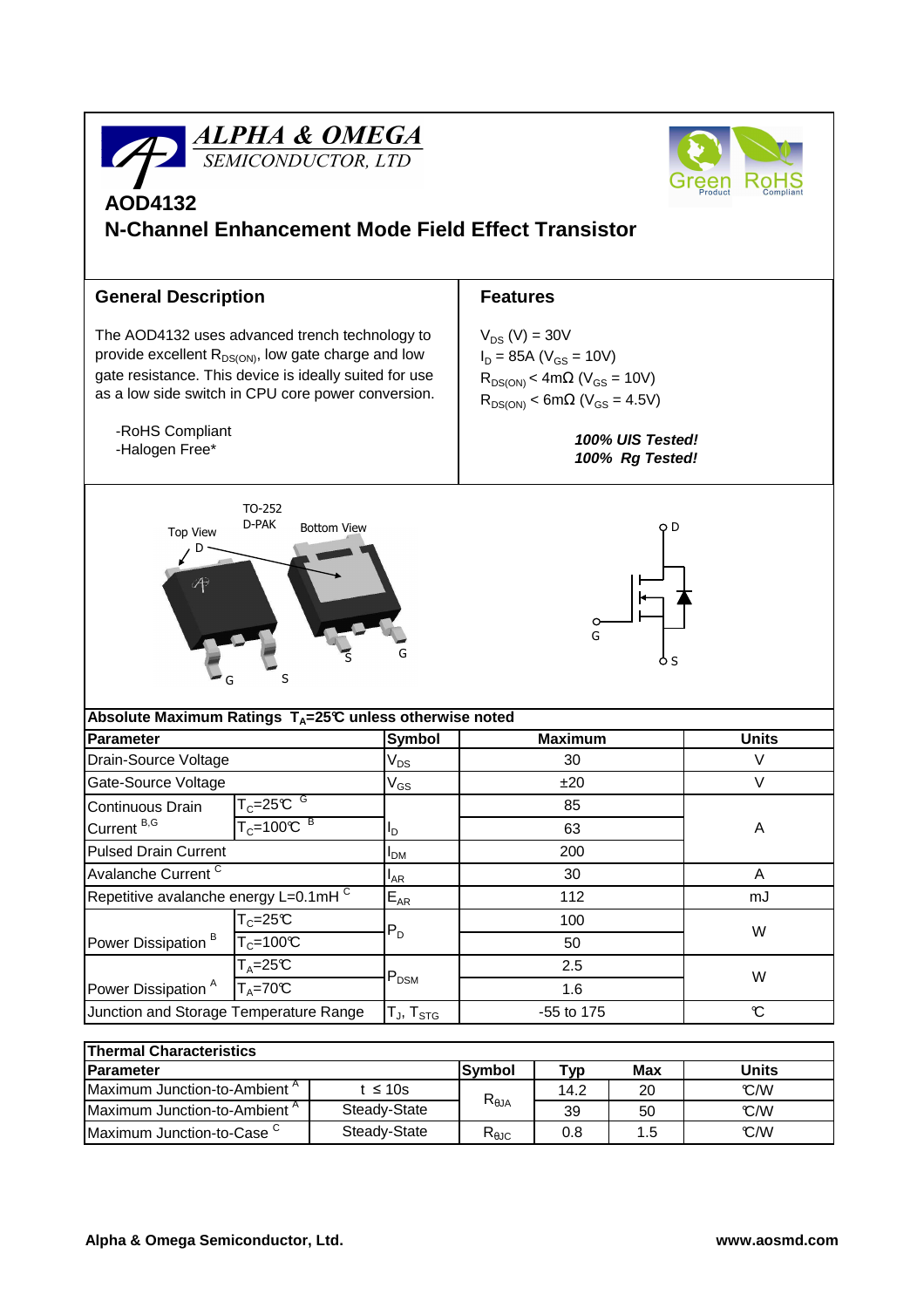# AOD4132

## N-Channel Enhancement Mode Field Effect Transistor

### General Description

The AOD4132 uses advanced trench technology to provide excellent $R_{DS(ON)}$, low gate charge and low gate resistance. This device is ideally suited for use as a low side switch in CPU core power conversion.

-RoHS Compliant
-Halogen Free*

### Features

$V_{DS}$ (V) = 30V
$I_D$ = 85A ($V_{GS}$ = 10V)
$R_{DS(ON)}$ < 4mΩ ($V_{GS}$ = 10V)
$R_{DS(ON)}$ < 6mΩ ($V_{GS}$ = 4.5V)

***100% UIS Tested!***
***100% Rg Tested!***

TO-252 D-PAK

Top View　Bottom View

**Absolute Maximum Ratings $T_A$=25℃ unless otherwise noted**

| Parameter | | Symbol | Maximum | Units |
|---|---|---|---|---|
| Drain-Source Voltage | | $V_{DS}$ | 30 | V |
| Gate-Source Voltage | | $V_{GS}$ | ±20 | V |
| Continuous Drain Current [B,G] | $T_C$=25℃ [G] | $I_D$ | 85 | A |
| | $T_C$=100℃ [B] | | 63 | |
| Pulsed Drain Current | | $I_{DM}$ | 200 | |
| Avalanche Current [C] | | $I_{AR}$ | 30 | A |
| Repetitive avalanche energy L=0.1mH [C] | | $E_{AR}$ | 112 | mJ |
| Power Dissipation [B] | $T_C$=25℃ | $P_D$ | 100 | W |
| | $T_C$=100℃ | | 50 | |
| Power Dissipation [A] | $T_A$=25℃ | $P_{DSM}$ | 2.5 | W |
| | $T_A$=70℃ | | 1.6 | |
| Junction and Storage Temperature Range | | $T_J$, $T_{STG}$ | -55 to 175 | ℃ |

**Thermal Characteristics**

| Parameter | | Symbol | Typ | Max | Units |
|---|---|---|---|---|---|
| Maximum Junction-to-Ambient [A] | t ≤ 10s | $R_{\theta JA}$ | 14.2 | 20 | ℃/W |
| Maximum Junction-to-Ambient [A] | Steady-State | | 39 | 50 | ℃/W |
| Maximum Junction-to-Case [C] | Steady-State | $R_{\theta JC}$ | 0.8 | 1.5 | ℃/W |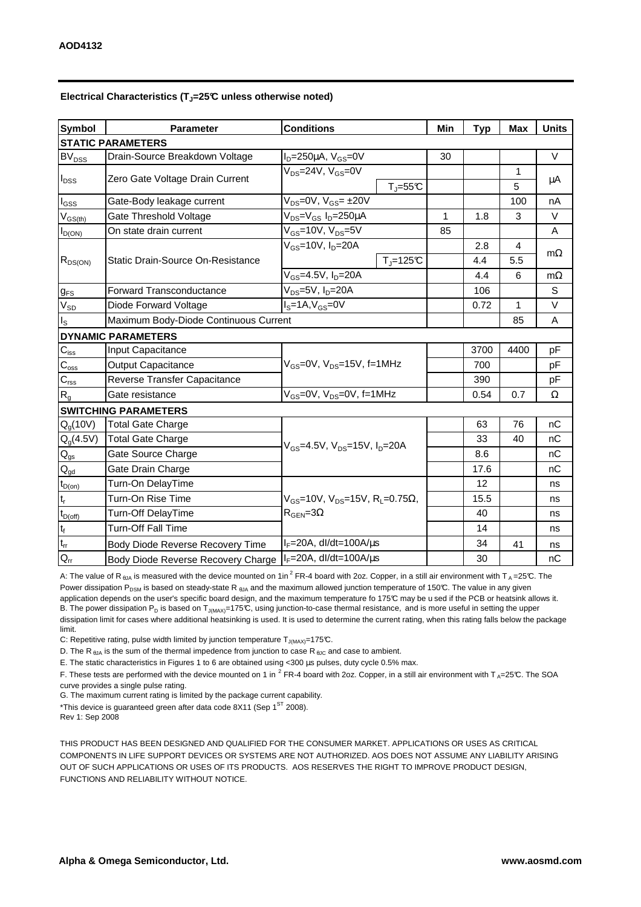**AOD4132**

**Electrical Characteristics ($T_J$=25°C unless otherwise noted)**

| Symbol | Parameter | Conditions | | Min | Typ | Max | Units |
|---|---|---|---|---|---|---|---|
| **STATIC PARAMETERS** | | | | | | | |
| $BV_{DSS}$ | Drain-Source Breakdown Voltage | $I_D$=250µA, $V_{GS}$=0V | | 30 | | | V |
| $I_{DSS}$ | Zero Gate Voltage Drain Current | $V_{DS}$=24V, $V_{GS}$=0V | | | | 1 | µA |
| | | | $T_J$=55°C | | | 5 | |
| $I_{GSS}$ | Gate-Body leakage current | $V_{DS}$=0V, $V_{GS}$= ±20V | | | | 100 | nA |
| $V_{GS(th)}$ | Gate Threshold Voltage | $V_{DS}$=$V_{GS}$ $I_D$=250µA | | 1 | 1.8 | 3 | V |
| $I_{D(ON)}$ | On state drain current | $V_{GS}$=10V, $V_{DS}$=5V | | 85 | | | A |
| $R_{DS(ON)}$ | Static Drain-Source On-Resistance | $V_{GS}$=10V, $I_D$=20A | | | 2.8 | 4 | mΩ |
| | | | $T_J$=125°C | | 4.4 | 5.5 | |
| | | $V_{GS}$=4.5V, $I_D$=20A | | | 4.4 | 6 | mΩ |
| $g_{FS}$ | Forward Transconductance | $V_{DS}$=5V, $I_D$=20A | | | 106 | | S |
| $V_{SD}$ | Diode Forward Voltage | $I_S$=1A,$V_{GS}$=0V | | | 0.72 | 1 | V |
| $I_S$ | Maximum Body-Diode Continuous Current | | | | | 85 | A |
| **DYNAMIC PARAMETERS** | | | | | | | |
| $C_{iss}$ | Input Capacitance | $V_{GS}$=0V, $V_{DS}$=15V, f=1MHz | | | 3700 | 4400 | pF |
| $C_{oss}$ | Output Capacitance | | | | 700 | | pF |
| $C_{rss}$ | Reverse Transfer Capacitance | | | | 390 | | pF |
| $R_g$ | Gate resistance | $V_{GS}$=0V, $V_{DS}$=0V, f=1MHz | | | 0.54 | 0.7 | Ω |
| **SWITCHING PARAMETERS** | | | | | | | |
| $Q_g$(10V) | Total Gate Charge | $V_{GS}$=4.5V, $V_{DS}$=15V, $I_D$=20A | | | 63 | 76 | nC |
| $Q_g$(4.5V) | Total Gate Charge | | | | 33 | 40 | nC |
| $Q_{gs}$ | Gate Source Charge | | | | 8.6 | | nC |
| $Q_{gd}$ | Gate Drain Charge | | | | 17.6 | | nC |
| $t_{D(on)}$ | Turn-On DelayTime | $V_{GS}$=10V, $V_{DS}$=15V, $R_L$=0.75Ω, $R_{GEN}$=3Ω | | | 12 | | ns |
| $t_r$ | Turn-On Rise Time | | | | 15.5 | | ns |
| $t_{D(off)}$ | Turn-Off DelayTime | | | | 40 | | ns |
| $t_f$ | Turn-Off Fall Time | | | | 14 | | ns |
| $t_{rr}$ | Body Diode Reverse Recovery Time | $I_F$=20A, dI/dt=100A/µs | | | 34 | 41 | ns |
| $Q_{rr}$ | Body Diode Reverse Recovery Charge | $I_F$=20A, dI/dt=100A/µs | | | 30 | | nC |

A: The value of $R_{\theta JA}$ is measured with the device mounted on 1in$^2$ FR-4 board with 2oz. Copper, in a still air environment with $T_A$=25°C. The Power dissipation $P_{DSM}$ is based on steady-state $R_{\theta JA}$ and the maximum allowed junction temperature of 150°C. The value in any given application depends on the user's specific board design, and the maximum temperature fo 175°C may be u sed if the PCB or heatsink allows it.
B. The power dissipation $P_D$ is based on $T_{J(MAX)}$=175°C, using junction-to-case thermal resistance, and is more useful in setting the upper dissipation limit for cases where additional heatsinking is used. It is used to determine the current rating, when this rating falls below the package limit.

C: Repetitive rating, pulse width limited by junction temperature $T_{J(MAX)}$=175°C.

D. The $R_{\theta JA}$ is the sum of the thermal impedence from junction to case $R_{\theta JC}$ and case to ambient.

E. The static characteristics in Figures 1 to 6 are obtained using <300 µs pulses, duty cycle 0.5% max.

F. These tests are performed with the device mounted on 1 in$^2$ FR-4 board with 2oz. Copper, in a still air environment with $T_A$=25°C. The SOA curve provides a single pulse rating.

G. The maximum current rating is limited by the package current capability.

*This device is guaranteed green after data code 8X11 (Sep 1$^{ST}$ 2008).

Rev 1: Sep 2008

THIS PRODUCT HAS BEEN DESIGNED AND QUALIFIED FOR THE CONSUMER MARKET. APPLICATIONS OR USES AS CRITICAL COMPONENTS IN LIFE SUPPORT DEVICES OR SYSTEMS ARE NOT AUTHORIZED. AOS DOES NOT ASSUME ANY LIABILITY ARISING OUT OF SUCH APPLICATIONS OR USES OF ITS PRODUCTS. AOS RESERVES THE RIGHT TO IMPROVE PRODUCT DESIGN, FUNCTIONS AND RELIABILITY WITHOUT NOTICE.

**Alpha & Omega Semiconductor, Ltd.** **www.aosmd.com**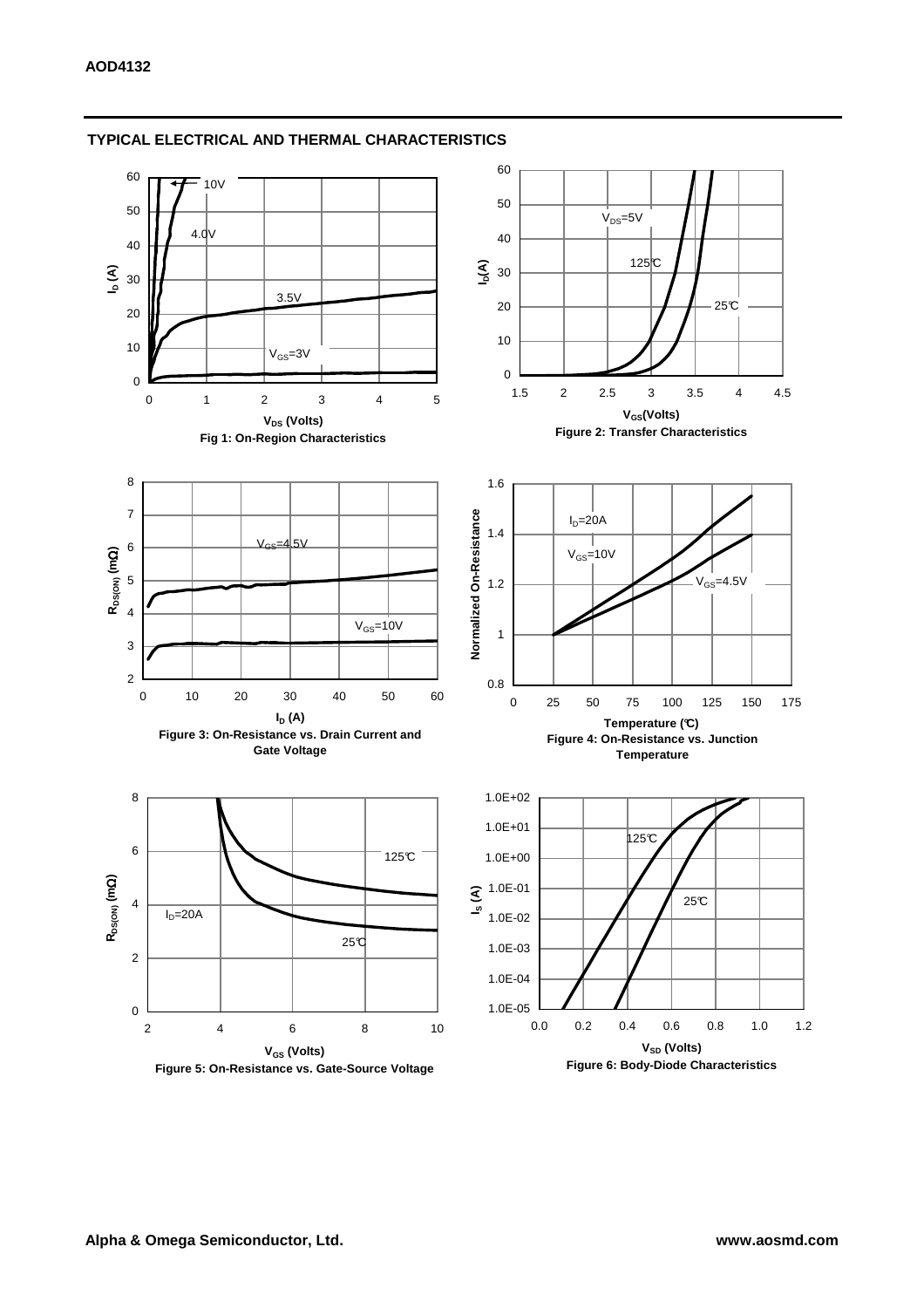## TYPICAL ELECTRICAL AND THERMAL CHARACTERISTICS

Fig 1: On-Region Characteristics

Figure 2: Transfer Characteristics

Figure 3: On-Resistance vs. Drain Current and Gate Voltage

Figure 4: On-Resistance vs. Junction Temperature

Figure 5: On-Resistance vs. Gate-Source Voltage

Figure 6: Body-Diode Characteristics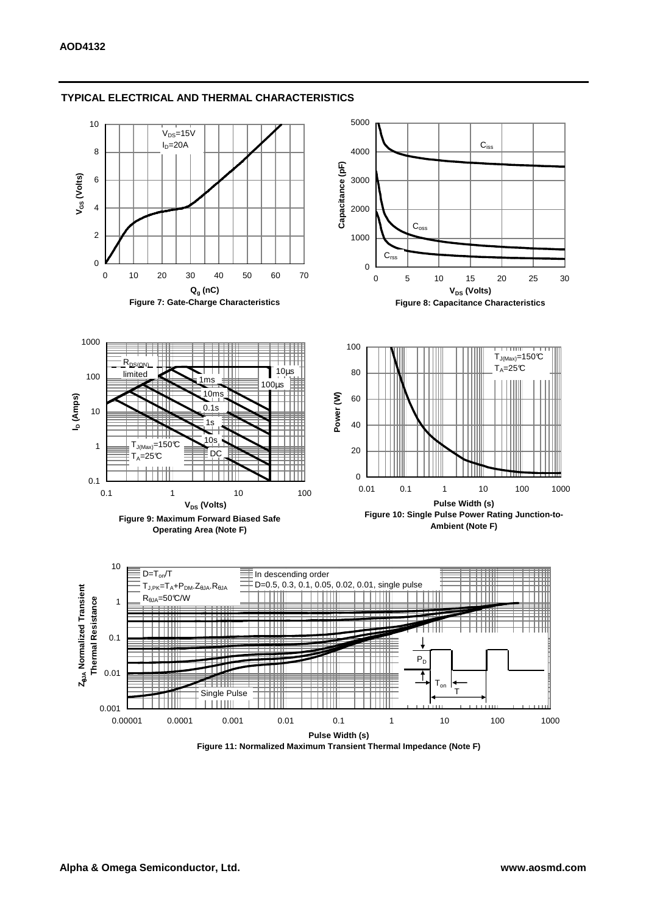## TYPICAL ELECTRICAL AND THERMAL CHARACTERISTICS

$V_{DS}$=15V
$I_D$=20A

**Figure 7: Gate-Charge Characteristics**

$C_{iss}$, $C_{oss}$, $C_{rss}$

**Figure 8: Capacitance Characteristics**

$R_{DS(ON)}$ limited; 10µs; 100µs; 1ms; 10ms; 0.1s; 1s; 10s; DC
$T_{J(Max)}$=150°C
$T_A$=25°C

**Figure 9: Maximum Forward Biased Safe Operating Area (Note F)**

$T_{J(Max)}$=150°C
$T_A$=25°C

**Figure 10: Single Pulse Power Rating Junction-to-Ambient (Note F)**

$D=T_{on}/T$
$T_{J,PK}=T_A+P_{DM}.Z_{\theta JA}.R_{\theta JA}$
$R_{\theta JA}$=50°C/W

In descending order
D=0.5, 0.3, 0.1, 0.05, 0.02, 0.01, single pulse

**Figure 11: Normalized Maximum Transient Thermal Impedance (Note F)**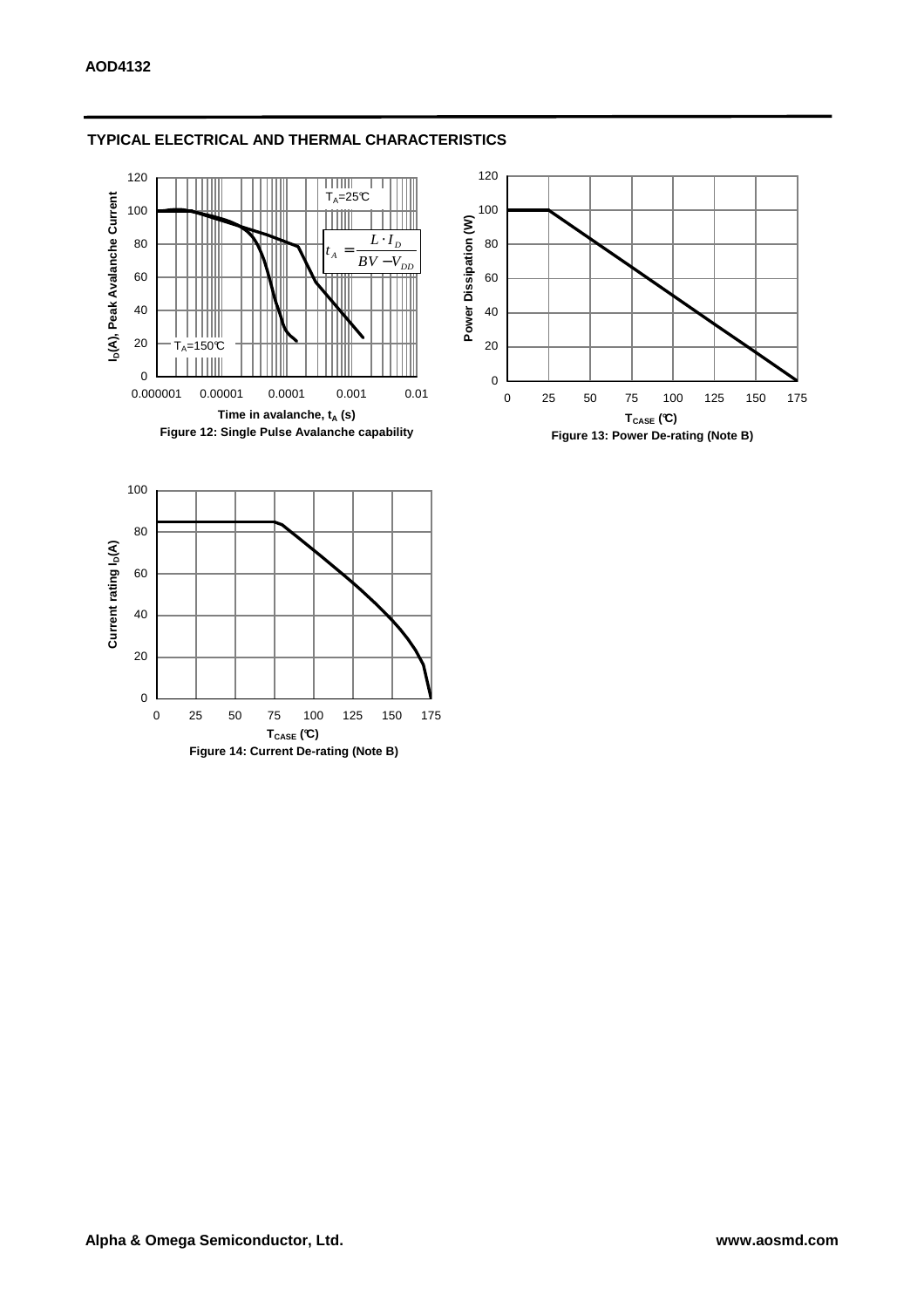## TYPICAL ELECTRICAL AND THERMAL CHARACTERISTICS

$T_A$=25℃

$$t_A = \frac{L \cdot I_D}{BV - V_{DD}}$$

$T_A$=150℃

Time in avalanche, $t_A$ (s)

$I_D$(A), Peak Avalanche Current

**Figure 12: Single Pulse Avalanche capability**

Power Dissipation (W)

$T_{CASE}$ (℃)

**Figure 13: Power De-rating (Note B)**

Current rating $I_D$(A)

$T_{CASE}$ (℃)

**Figure 14: Current De-rating (Note B)**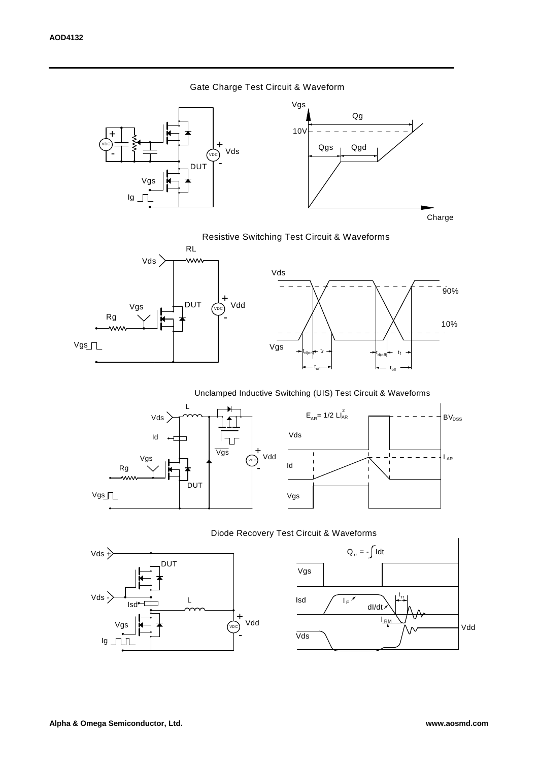## Gate Charge Test Circuit & Waveform

VDC
+
-
DUT
Vgs
Ig
VDC
+
Vds
-

Vgs
Qg
10V
Qgs
Qgd
Charge

## Resistive Switching Test Circuit & Waveforms

RL
Vds
Vgs
DUT
Rg
Vgs
VDC
+
Vdd
-

Vds
90%
10%
Vgs
$t_{d(on)}$
$t_r$
$t_{on}$
$t_{d(off)}$
$t_f$
$t_{off}$

## Unclamped Inductive Switching (UIS) Test Circuit & Waveforms

L
Vds
Id
Vgs
Rg
Vgs
DUT
Vgs
VDC
+
Vdd
-

$E_{AR} = 1/2\ LI_{AR}^2$
$BV_{DSS}$
Vds
Id
$I_{AR}$
Vgs

## Diode Recovery Test Circuit & Waveforms

Vds +
DUT
Vds -
Isd
L
Vgs
Ig
VDC
+
Vdd
-

$Q_{rr} = -\int Idt$
Vgs
Isd
$I_F$
dI/dt
$t_{rr}$
$I_{RM}$
Vds
Vdd